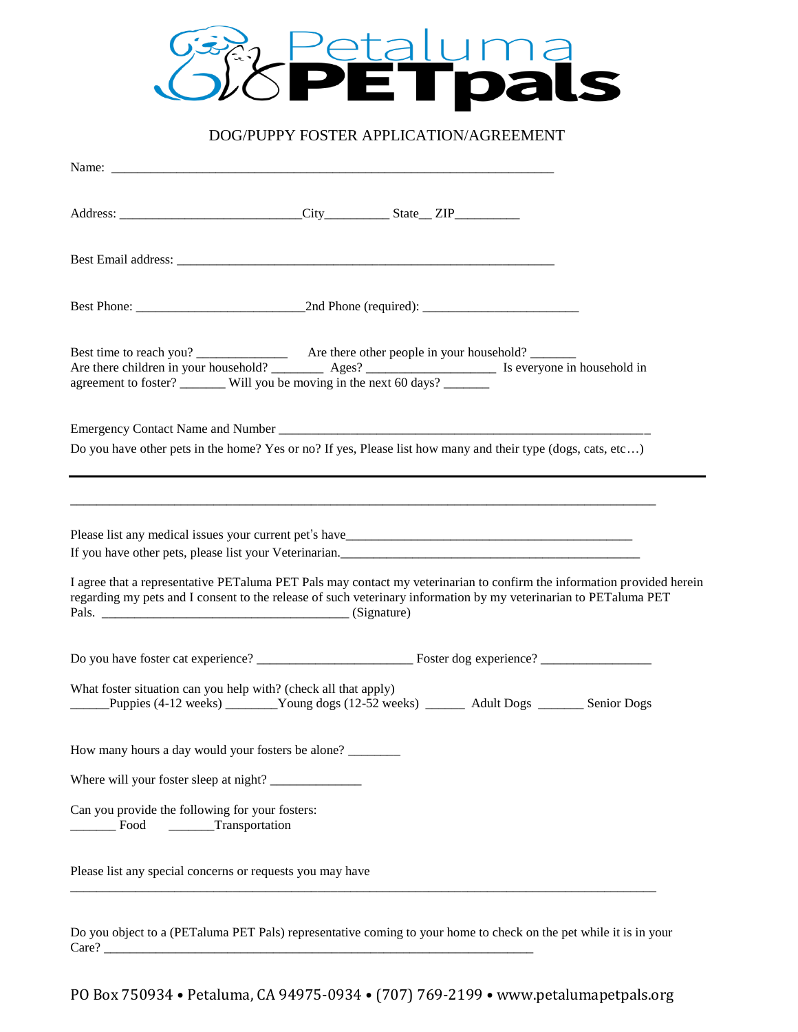# Petaluma PETpals

## DOG/PUPPY FOSTER APPLICATION/AGREEMENT

Name: ___________________________________________________________________

Address: ___________________________City_________ State__ ZIP_________

Best Email address: ___________________________________________________________

Best Phone: _________________________2nd Phone (required): _______________________

Best time to reach you? ______________ Are there other people in your household? _______
Are there children in your household? ________ Ages? ___________________ Is everyone in household in agreement to foster? _______ Will you be moving in the next 60 days? _______

Emergency Contact Name and Number ______________________________________________________

Do you have other pets in the home? Yes or no? If yes, Please list how many and their type (dogs, cats, etc…)

---

_______________________________________________________________________________________

Please list any medical issues your current pet's have____________________________________________

If you have other pets, please list your Veterinarian.______________________________________________

I agree that a representative PETaluma PET Pals may contact my veterinarian to confirm the information provided herein regarding my pets and I consent to the release of such veterinary information by my veterinarian to PETaluma PET Pals. ____________________________________ (Signature)

Do you have foster cat experience? _______________________ Foster dog experience? ________________

What foster situation can you help with? (check all that apply)
______Puppies (4-12 weeks) ________Young dogs (12-52 weeks) ______ Adult Dogs _______ Senior Dogs

How many hours a day would your fosters be alone? ________

Where will your foster sleep at night? ______________

Can you provide the following for your fosters:
_______ Food _______Transportation

Please list any special concerns or requests you may have
_______________________________________________________________________________________

Do you object to a (PETaluma PET Pals) representative coming to your home to check on the pet while it is in your Care? _______________________________________________________________

PO Box 750934 • Petaluma, CA 94975-0934 • (707) 769-2199 • www.petalumapetpals.org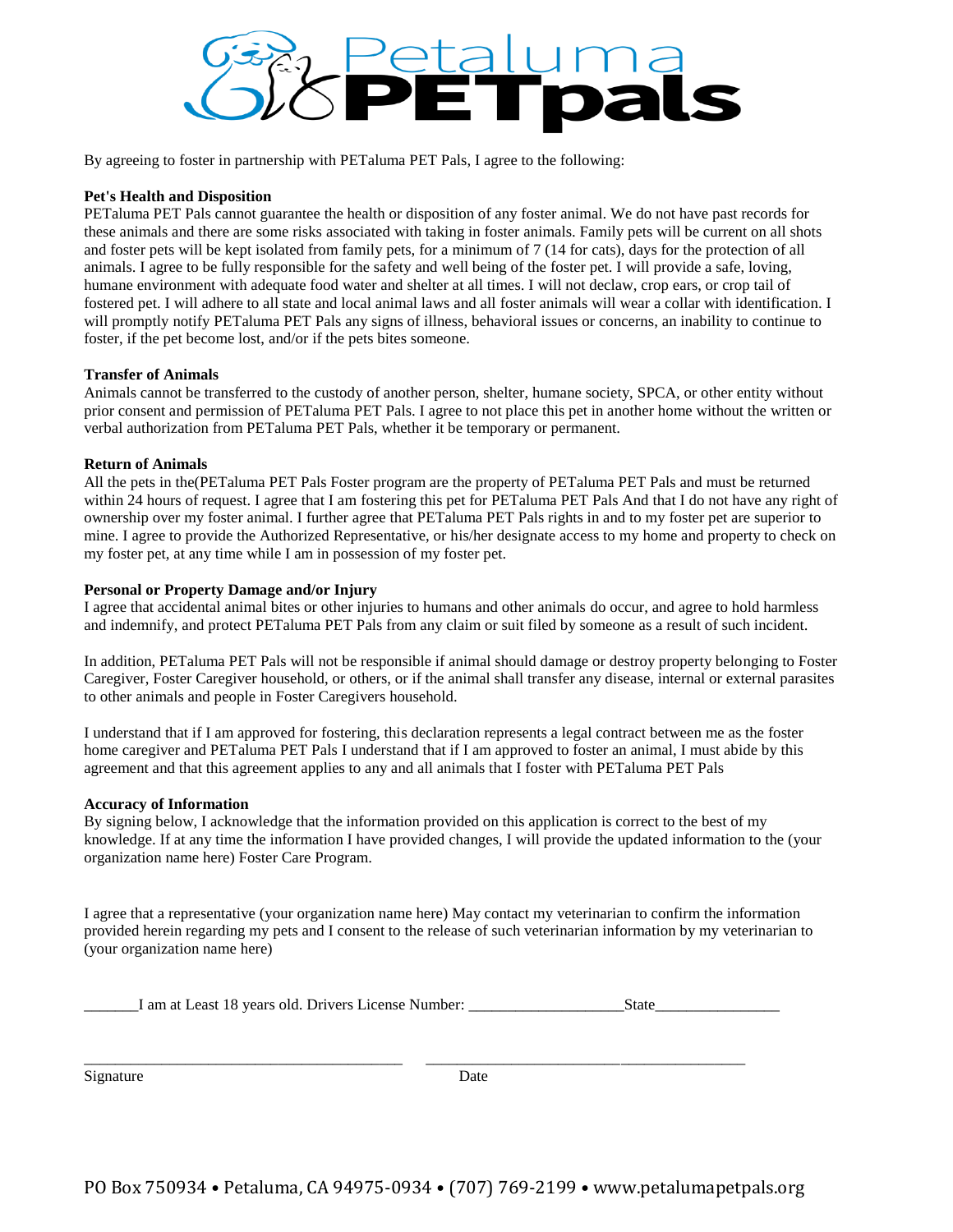By agreeing to foster in partnership with PETaluma PET Pals, I agree to the following:

**Pet's Health and Disposition**

PETaluma PET Pals cannot guarantee the health or disposition of any foster animal. We do not have past records for these animals and there are some risks associated with taking in foster animals. Family pets will be current on all shots and foster pets will be kept isolated from family pets, for a minimum of 7 (14 for cats), days for the protection of all animals. I agree to be fully responsible for the safety and well being of the foster pet. I will provide a safe, loving, humane environment with adequate food water and shelter at all times. I will not declaw, crop ears, or crop tail of fostered pet. I will adhere to all state and local animal laws and all foster animals will wear a collar with identification. I will promptly notify PETaluma PET Pals any signs of illness, behavioral issues or concerns, an inability to continue to foster, if the pet become lost, and/or if the pets bites someone.

**Transfer of Animals**

Animals cannot be transferred to the custody of another person, shelter, humane society, SPCA, or other entity without prior consent and permission of PETaluma PET Pals. I agree to not place this pet in another home without the written or verbal authorization from PETaluma PET Pals, whether it be temporary or permanent.

**Return of Animals**

All the pets in the(PETaluma PET Pals Foster program are the property of PETaluma PET Pals and must be returned within 24 hours of request. I agree that I am fostering this pet for PETaluma PET Pals And that I do not have any right of ownership over my foster animal. I further agree that PETaluma PET Pals rights in and to my foster pet are superior to mine. I agree to provide the Authorized Representative, or his/her designate access to my home and property to check on my foster pet, at any time while I am in possession of my foster pet.

**Personal or Property Damage and/or Injury**

I agree that accidental animal bites or other injuries to humans and other animals do occur, and agree to hold harmless and indemnify, and protect PETaluma PET Pals from any claim or suit filed by someone as a result of such incident.

In addition, PETaluma PET Pals will not be responsible if animal should damage or destroy property belonging to Foster Caregiver, Foster Caregiver household, or others, or if the animal shall transfer any disease, internal or external parasites to other animals and people in Foster Caregivers household.

I understand that if I am approved for fostering, this declaration represents a legal contract between me as the foster home caregiver and PETaluma PET Pals I understand that if I am approved to foster an animal, I must abide by this agreement and that this agreement applies to any and all animals that I foster with PETaluma PET Pals

**Accuracy of Information**

By signing below, I acknowledge that the information provided on this application is correct to the best of my knowledge. If at any time the information I have provided changes, I will provide the updated information to the (your organization name here) Foster Care Program.

I agree that a representative (your organization name here) May contact my veterinarian to confirm the information provided herein regarding my pets and I consent to the release of such veterinarian information by my veterinarian to (your organization name here)

_______I am at Least 18 years old. Drivers License Number: ____________________State________________

__________________________________________ __________________________________________

Signature Date

PO Box 750934 • Petaluma, CA 94975-0934 • (707) 769-2199 • www.petalumapetpals.org